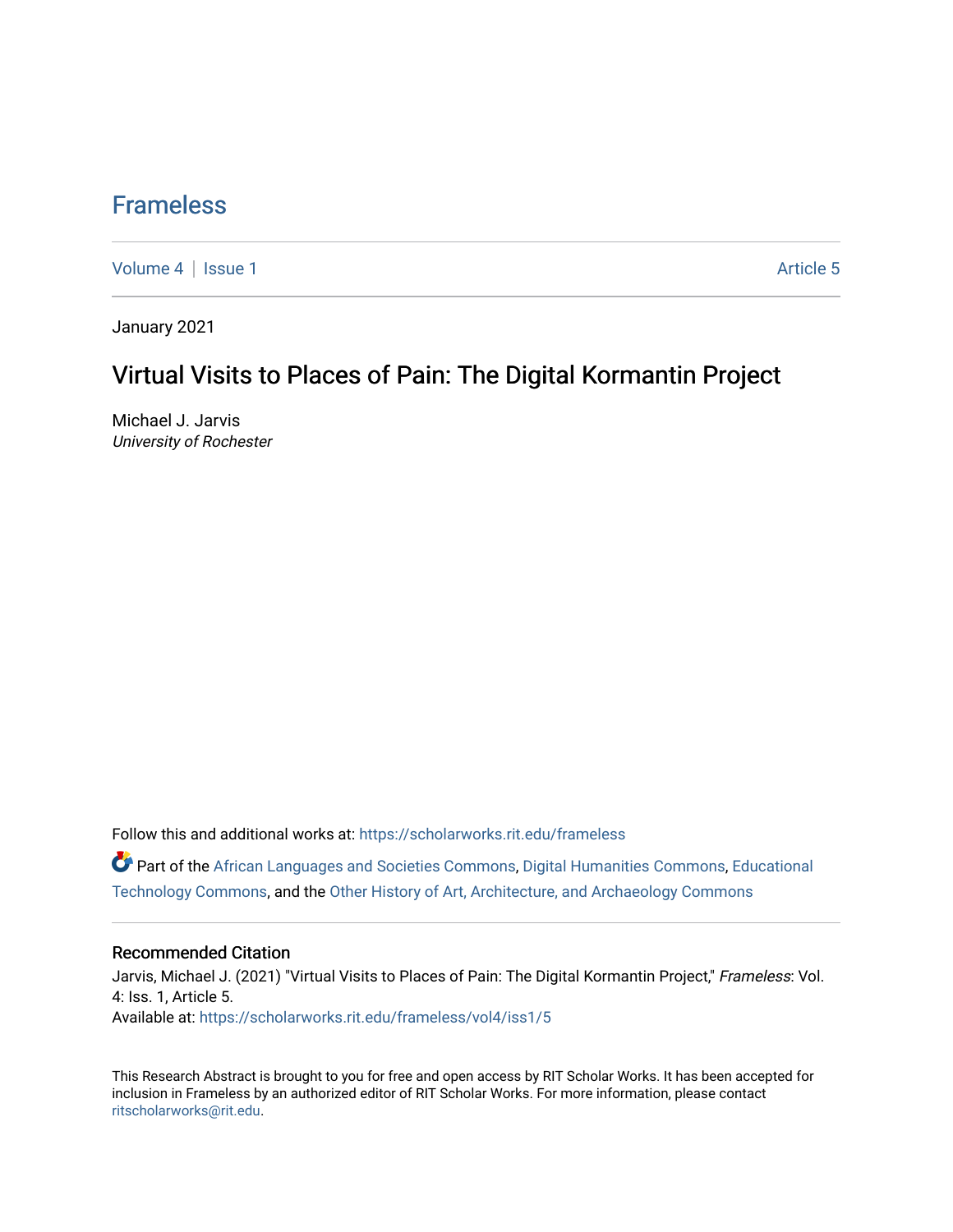# Frameless

Volume 4 | Issue 1 Article 5

January 2021

## Virtual Visits to Places of Pain: The Digital Kormantin Project

Michael J. Jarvis
*University of Rochester*

Follow this and additional works at: https://scholarworks.rit.edu/frameless

Part of the African Languages and Societies Commons, Digital Humanities Commons, Educational Technology Commons, and the Other History of Art, Architecture, and Archaeology Commons

### Recommended Citation

Jarvis, Michael J. (2021) "Virtual Visits to Places of Pain: The Digital Kormantin Project," *Frameless*: Vol. 4: Iss. 1, Article 5.
Available at: https://scholarworks.rit.edu/frameless/vol4/iss1/5

This Research Abstract is brought to you for free and open access by RIT Scholar Works. It has been accepted for inclusion in Frameless by an authorized editor of RIT Scholar Works. For more information, please contact ritscholarworks@rit.edu.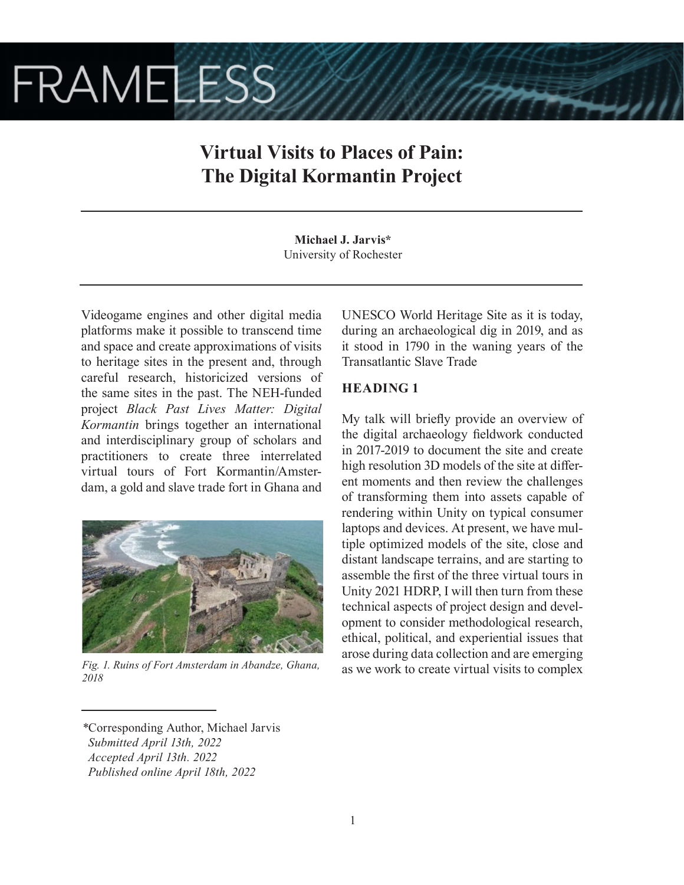# Virtual Visits to Places of Pain: The Digital Kormantin Project

**Michael J. Jarvis***
University of Rochester

Videogame engines and other digital media platforms make it possible to transcend time and space and create approximations of visits to heritage sites in the present and, through careful research, historicized versions of the same sites in the past. The NEH-funded project *Black Past Lives Matter: Digital Kormantin* brings together an international and interdisciplinary group of scholars and practitioners to create three interrelated virtual tours of Fort Kormantin/Amsterdam, a gold and slave trade fort in Ghana and UNESCO World Heritage Site as it is today, during an archaeological dig in 2019, and as it stood in 1790 in the waning years of the Transatlantic Slave Trade

*Fig. 1. Ruins of Fort Amsterdam in Abandze, Ghana, 2018*

## HEADING 1

My talk will briefly provide an overview of the digital archaeology fieldwork conducted in 2017-2019 to document the site and create high resolution 3D models of the site at different moments and then review the challenges of transforming them into assets capable of rendering within Unity on typical consumer laptops and devices. At present, we have multiple optimized models of the site, close and distant landscape terrains, and are starting to assemble the first of the three virtual tours in Unity 2021 HDRP, I will then turn from these technical aspects of project design and development to consider methodological research, ethical, political, and experiential issues that arose during data collection and are emerging as we work to create virtual visits to complex

---

*Corresponding Author, Michael Jarvis
*Submitted April 13th, 2022*
*Accepted April 13th. 2022*
*Published online April 18th, 2022*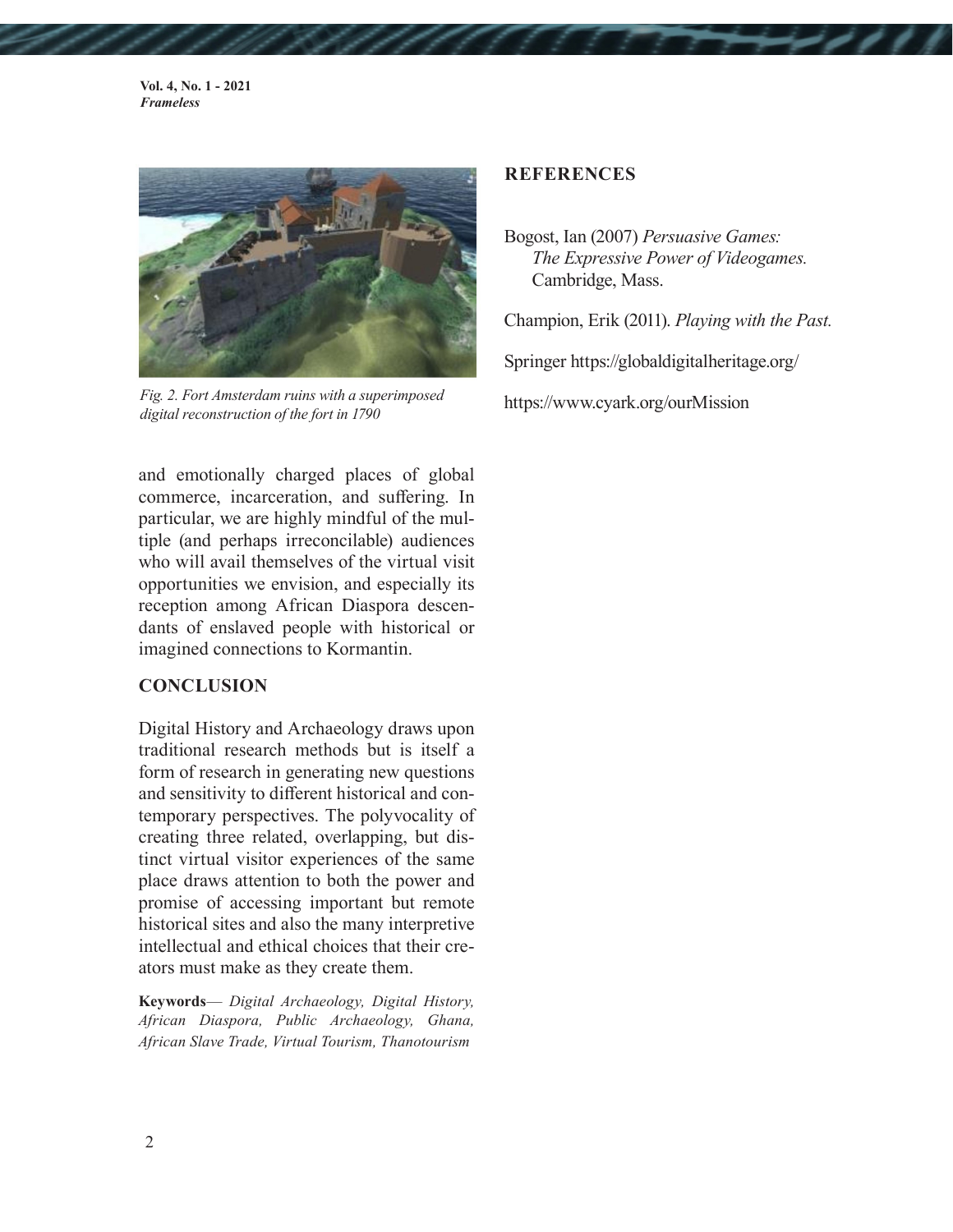Fig. 2. Fort Amsterdam ruins with a superimposed digital reconstruction of the fort in 1790

and emotionally charged places of global commerce, incarceration, and suffering. In particular, we are highly mindful of the multiple (and perhaps irreconcilable) audiences who will avail themselves of the virtual visit opportunities we envision, and especially its reception among African Diaspora descendants of enslaved people with historical or imagined connections to Kormantin.

## CONCLUSION

Digital History and Archaeology draws upon traditional research methods but is itself a form of research in generating new questions and sensitivity to different historical and contemporary perspectives. The polyvocality of creating three related, overlapping, but distinct virtual visitor experiences of the same place draws attention to both the power and promise of accessing important but remote historical sites and also the many interpretive intellectual and ethical choices that their creators must make as they create them.

**Keywords**— *Digital Archaeology, Digital History, African Diaspora, Public Archaeology, Ghana, African Slave Trade, Virtual Tourism, Thanotourism*

## REFERENCES

Bogost, Ian (2007) *Persuasive Games: The Expressive Power of Videogames.* Cambridge, Mass.

Champion, Erik (2011). *Playing with the Past.*

Springer https://globaldigitalheritage.org/

https://www.cyark.org/ourMission